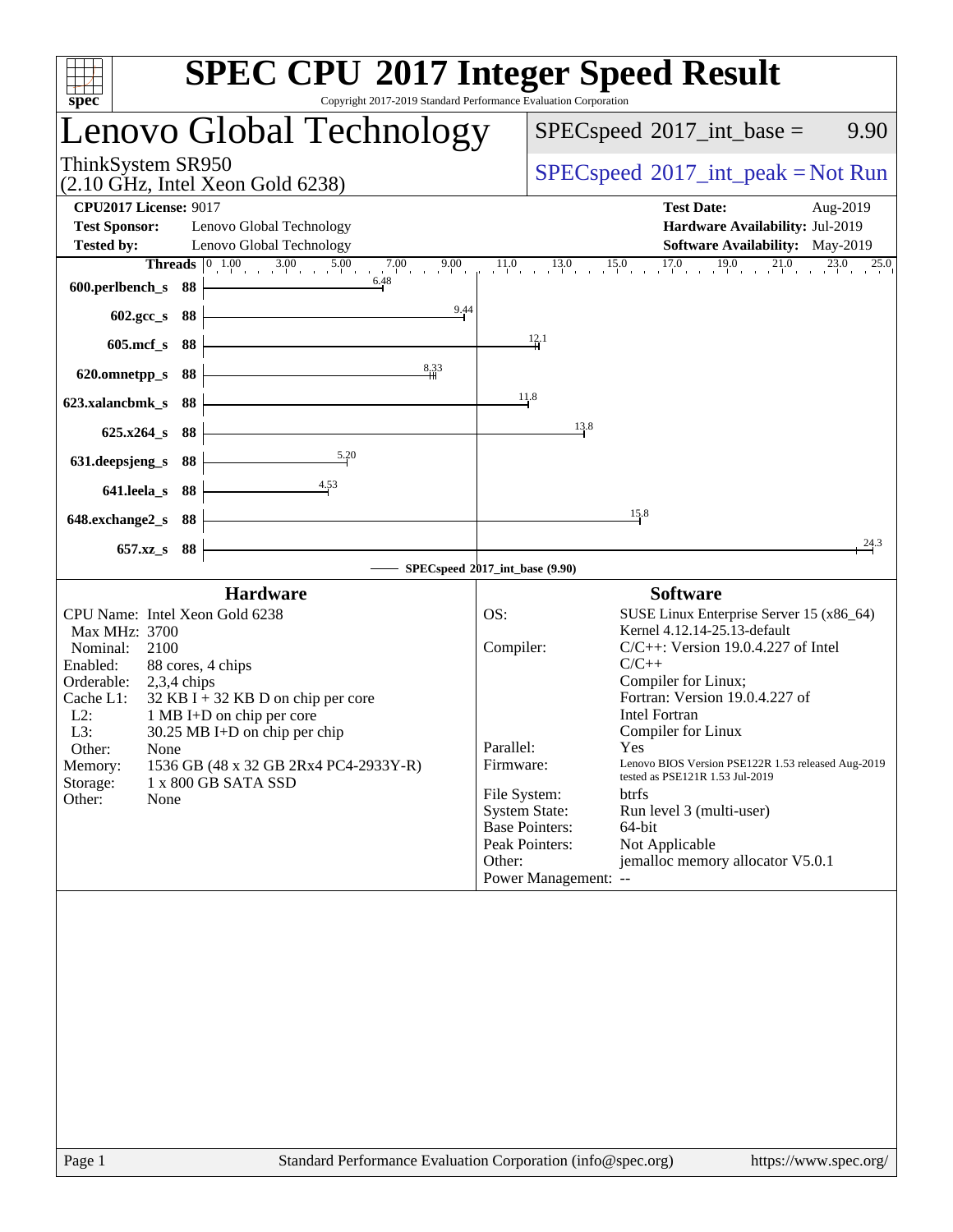# SPEC CPU 2017 Integer Speed Result

Copyright 2017-2019 Standard Performance Evaluation Corporation

## Lenovo Global Technology

ThinkSystem SR950
(2.10 GHz, Intel Xeon Gold 6238)

SPECspeed 2017_int_base = 9.90

SPECspeed 2017_int_peak = Not Run

| | | | |
|---|---|---|---|
| **CPU2017 License:** | 9017 | **Test Date:** | Aug-2019 |
| **Test Sponsor:** | Lenovo Global Technology | **Hardware Availability:** | Jul-2019 |
| **Tested by:** | Lenovo Global Technology | **Software Availability:** | May-2019 |

| Benchmark | Threads | Base |
|---|---|---|
| 600.perlbench_s | 88 | 6.48 |
| 602.gcc_s | 88 | 9.44 |
| 605.mcf_s | 88 | 12.1 |
| 620.omnetpp_s | 88 | 8.33 |
| 623.xalancbmk_s | 88 | 11.8 |
| 625.x264_s | 88 | 13.8 |
| 631.deepsjeng_s | 88 | 5.20 |
| 641.leela_s | 88 | 4.53 |
| 648.exchange2_s | 88 | 15.8 |
| 657.xz_s | 88 | 24.3 |

SPECspeed 2017_int_base (9.90)

### Hardware

| | |
|---|---|
| CPU Name: | Intel Xeon Gold 6238 |
| Max MHz: | 3700 |
| Nominal: | 2100 |
| Enabled: | 88 cores, 4 chips |
| Orderable: | 2,3,4 chips |
| Cache L1: | 32 KB I + 32 KB D on chip per core |
| L2: | 1 MB I+D on chip per core |
| L3: | 30.25 MB I+D on chip per chip |
| Other: | None |
| Memory: | 1536 GB (48 x 32 GB 2Rx4 PC4-2933Y-R) |
| Storage: | 1 x 800 GB SATA SSD |
| Other: | None |

### Software

| | |
|---|---|
| OS: | SUSE Linux Enterprise Server 15 (x86_64) Kernel 4.12.14-25.13-default |
| Compiler: | C/C++: Version 19.0.4.227 of Intel C/C++ Compiler for Linux; Fortran: Version 19.0.4.227 of Intel Fortran Compiler for Linux |
| Parallel: | Yes |
| Firmware: | Lenovo BIOS Version PSE122R 1.53 released Aug-2019 tested as PSE121R 1.53 Jul-2019 |
| File System: | btrfs |
| System State: | Run level 3 (multi-user) |
| Base Pointers: | 64-bit |
| Peak Pointers: | Not Applicable |
| Other: | jemalloc memory allocator V5.0.1 |
| Power Management: | -- |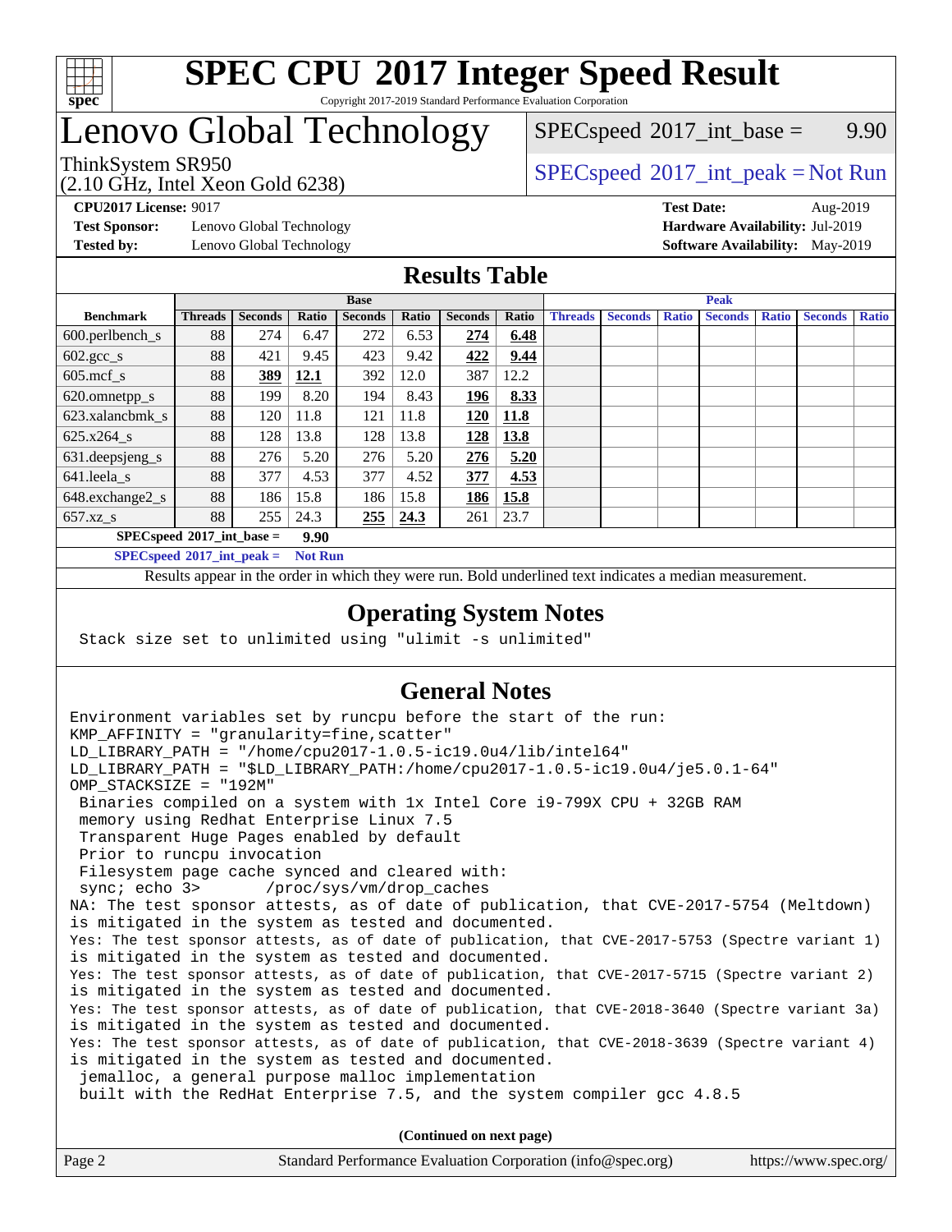# SPEC CPU 2017 Integer Speed Result

Copyright 2017-2019 Standard Performance Evaluation Corporation

# Lenovo Global Technology

ThinkSystem SR950
(2.10 GHz, Intel Xeon Gold 6238)

SPECspeed 2017_int_base = 9.90

SPECspeed 2017_int_peak = Not Run

**CPU2017 License:** 9017
**Test Sponsor:** Lenovo Global Technology
**Tested by:** Lenovo Global Technology

**Test Date:** Aug-2019
**Hardware Availability:** Jul-2019
**Software Availability:** May-2019

## Results Table

| | Base | | | | | | | Peak | | | | | | |
|---|---|---|---|---|---|---|---|---|---|---|---|---|---|---|
| **Benchmark** | **Threads** | **Seconds** | **Ratio** | **Seconds** | **Ratio** | **Seconds** | **Ratio** | **Threads** | **Seconds** | **Ratio** | **Seconds** | **Ratio** | **Seconds** | **Ratio** |
| 600.perlbench_s | 88 | 274 | 6.47 | 272 | 6.53 | **274** | **6.48** | | | | | | | |
| 602.gcc_s | 88 | 421 | 9.45 | 423 | 9.42 | **422** | **9.44** | | | | | | | |
| 605.mcf_s | 88 | **389** | **12.1** | 392 | 12.0 | 387 | 12.2 | | | | | | | |
| 620.omnetpp_s | 88 | 199 | 8.20 | 194 | 8.43 | **196** | **8.33** | | | | | | | |
| 623.xalancbmk_s | 88 | 120 | 11.8 | 121 | 11.8 | **120** | **11.8** | | | | | | | |
| 625.x264_s | 88 | 128 | 13.8 | 128 | 13.8 | **128** | **13.8** | | | | | | | |
| 631.deepsjeng_s | 88 | 276 | 5.20 | 276 | 5.20 | **276** | **5.20** | | | | | | | |
| 641.leela_s | 88 | 377 | 4.53 | 377 | 4.52 | **377** | **4.53** | | | | | | | |
| 648.exchange2_s | 88 | 186 | 15.8 | 186 | 15.8 | **186** | **15.8** | | | | | | | |
| 657.xz_s | 88 | 255 | 24.3 | **255** | **24.3** | 261 | 23.7 | | | | | | | |

**SPECspeed 2017_int_base = 9.90**

**SPECspeed 2017_int_peak = Not Run**

Results appear in the order in which they were run. Bold underlined text indicates a median measurement.

## Operating System Notes

```
Stack size set to unlimited using "ulimit -s unlimited"
```

## General Notes

```
Environment variables set by runcpu before the start of the run:
KMP_AFFINITY = "granularity=fine,scatter"
LD_LIBRARY_PATH = "/home/cpu2017-1.0.5-ic19.0u4/lib/intel64"
LD_LIBRARY_PATH = "$LD_LIBRARY_PATH:/home/cpu2017-1.0.5-ic19.0u4/je5.0.1-64"
OMP_STACKSIZE = "192M"
 Binaries compiled on a system with 1x Intel Core i9-799X CPU + 32GB RAM
 memory using Redhat Enterprise Linux 7.5
 Transparent Huge Pages enabled by default
 Prior to runcpu invocation
 Filesystem page cache synced and cleared with:
 sync; echo 3>       /proc/sys/vm/drop_caches
NA: The test sponsor attests, as of date of publication, that CVE-2017-5754 (Meltdown)
is mitigated in the system as tested and documented.
Yes: The test sponsor attests, as of date of publication, that CVE-2017-5753 (Spectre variant 1)
is mitigated in the system as tested and documented.
Yes: The test sponsor attests, as of date of publication, that CVE-2017-5715 (Spectre variant 2)
is mitigated in the system as tested and documented.
Yes: The test sponsor attests, as of date of publication, that CVE-2018-3640 (Spectre variant 3a)
is mitigated in the system as tested and documented.
Yes: The test sponsor attests, as of date of publication, that CVE-2018-3639 (Spectre variant 4)
is mitigated in the system as tested and documented.
 jemalloc, a general purpose malloc implementation
 built with the RedHat Enterprise 7.5, and the system compiler gcc 4.8.5
```

**(Continued on next page)**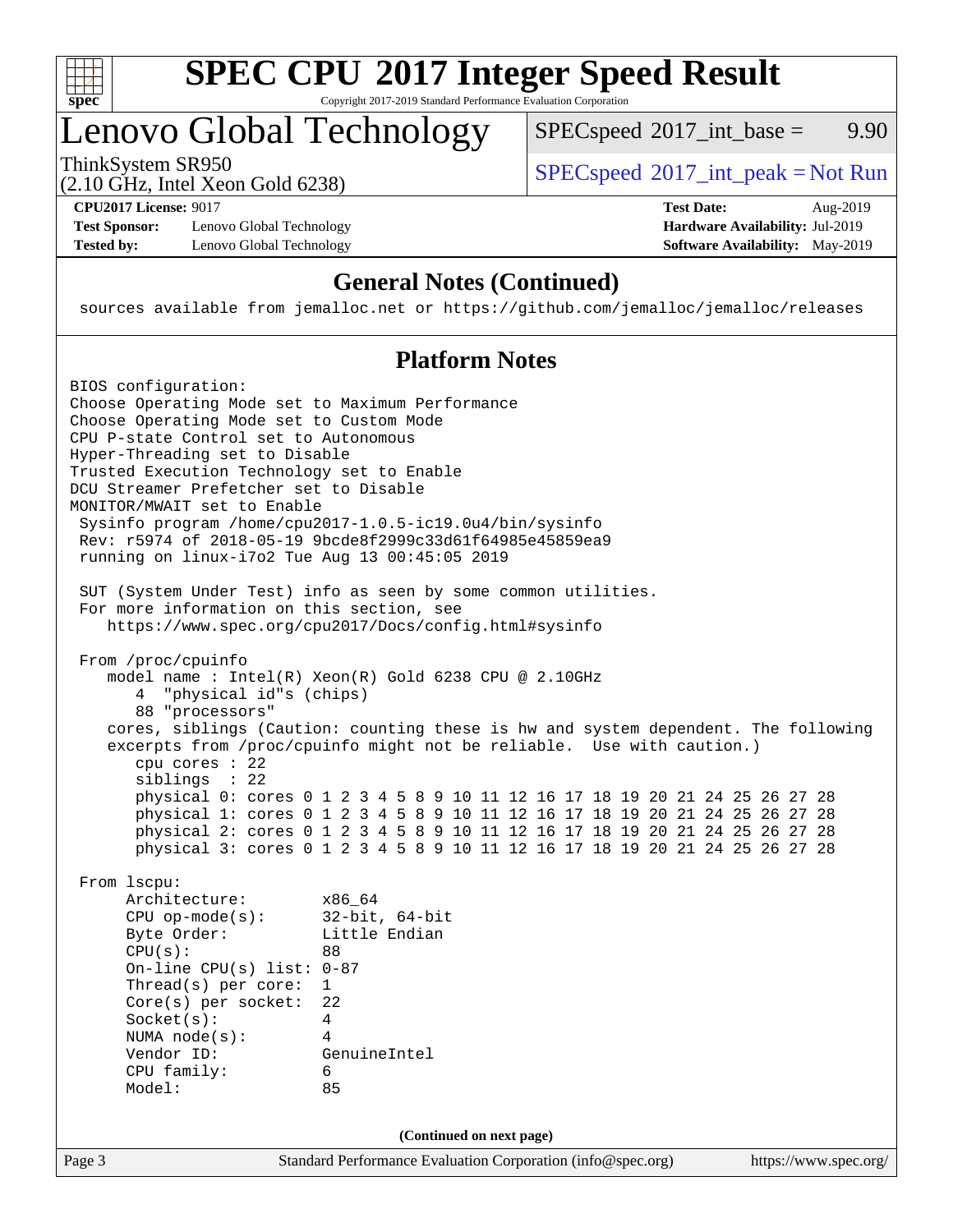# SPEC CPU 2017 Integer Speed Result

Copyright 2017-2019 Standard Performance Evaluation Corporation

# Lenovo Global Technology

ThinkSystem SR950
(2.10 GHz, Intel Xeon Gold 6238)

SPECspeed 2017_int_base = 9.90

SPECspeed 2017_int_peak = Not Run

**CPU2017 License:** 9017
**Test Sponsor:** Lenovo Global Technology
**Tested by:** Lenovo Global Technology

**Test Date:** Aug-2019
**Hardware Availability:** Jul-2019
**Software Availability:** May-2019

## General Notes (Continued)

```
sources available from jemalloc.net or https://github.com/jemalloc/jemalloc/releases
```

## Platform Notes

```
BIOS configuration:
Choose Operating Mode set to Maximum Performance
Choose Operating Mode set to Custom Mode
CPU P-state Control set to Autonomous
Hyper-Threading set to Disable
Trusted Execution Technology set to Enable
DCU Streamer Prefetcher set to Disable
MONITOR/MWAIT set to Enable
 Sysinfo program /home/cpu2017-1.0.5-ic19.0u4/bin/sysinfo
 Rev: r5974 of 2018-05-19 9bcde8f2999c33d61f64985e45859ea9
 running on linux-i7o2 Tue Aug 13 00:45:05 2019

 SUT (System Under Test) info as seen by some common utilities.
 For more information on this section, see
    https://www.spec.org/cpu2017/Docs/config.html#sysinfo

 From /proc/cpuinfo
    model name : Intel(R) Xeon(R) Gold 6238 CPU @ 2.10GHz
       4  "physical id"s (chips)
       88 "processors"
    cores, siblings (Caution: counting these is hw and system dependent. The following
    excerpts from /proc/cpuinfo might not be reliable.  Use with caution.)
       cpu cores : 22
       siblings  : 22
       physical 0: cores 0 1 2 3 4 5 8 9 10 11 12 16 17 18 19 20 21 24 25 26 27 28
       physical 1: cores 0 1 2 3 4 5 8 9 10 11 12 16 17 18 19 20 21 24 25 26 27 28
       physical 2: cores 0 1 2 3 4 5 8 9 10 11 12 16 17 18 19 20 21 24 25 26 27 28
       physical 3: cores 0 1 2 3 4 5 8 9 10 11 12 16 17 18 19 20 21 24 25 26 27 28

 From lscpu:
      Architecture:        x86_64
      CPU op-mode(s):      32-bit, 64-bit
      Byte Order:          Little Endian
      CPU(s):              88
      On-line CPU(s) list: 0-87
      Thread(s) per core:  1
      Core(s) per socket:  22
      Socket(s):           4
      NUMA node(s):        4
      Vendor ID:           GenuineIntel
      CPU family:          6
      Model:               85
```

(Continued on next page)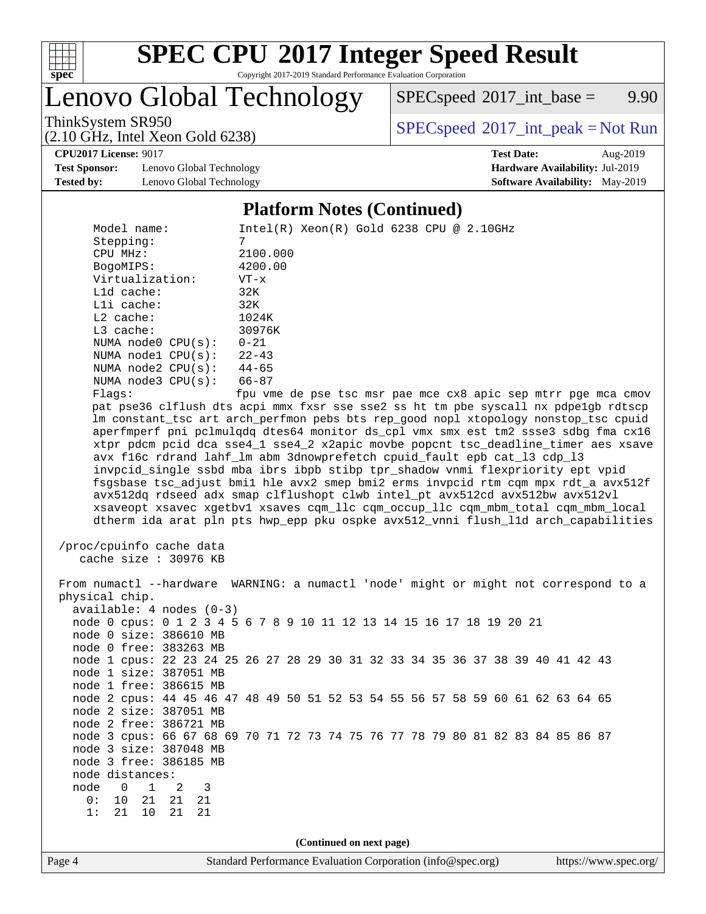# SPEC CPU 2017 Integer Speed Result

Copyright 2017-2019 Standard Performance Evaluation Corporation

## Lenovo Global Technology

ThinkSystem SR950
(2.10 GHz, Intel Xeon Gold 6238)

SPECspeed 2017_int_base = 9.90

SPECspeed 2017_int_peak = Not Run

**CPU2017 License:** 9017
**Test Sponsor:** Lenovo Global Technology
**Tested by:** Lenovo Global Technology

**Test Date:** Aug-2019
**Hardware Availability:** Jul-2019
**Software Availability:** May-2019

### Platform Notes (Continued)

```
     Model name:          Intel(R) Xeon(R) Gold 6238 CPU @ 2.10GHz
     Stepping:            7
     CPU MHz:             2100.000
     BogoMIPS:            4200.00
     Virtualization:      VT-x
     L1d cache:           32K
     L1i cache:           32K
     L2 cache:            1024K
     L3 cache:            30976K
     NUMA node0 CPU(s):   0-21
     NUMA node1 CPU(s):   22-43
     NUMA node2 CPU(s):   44-65
     NUMA node3 CPU(s):   66-87
     Flags:               fpu vme de pse tsc msr pae mce cx8 apic sep mtrr pge mca cmov
     pat pse36 clflush dts acpi mmx fxsr sse sse2 ss ht tm pbe syscall nx pdpe1gb rdtscp
     lm constant_tsc art arch_perfmon pebs bts rep_good nopl xtopology nonstop_tsc cpuid
     aperfmperf pni pclmulqdq dtes64 monitor ds_cpl vmx smx est tm2 ssse3 sdbg fma cx16
     xtpr pdcm pcid dca sse4_1 sse4_2 x2apic movbe popcnt tsc_deadline_timer aes xsave
     avx f16c rdrand lahf_lm abm 3dnowprefetch cpuid_fault epb cat_l3 cdp_l3
     invpcid_single ssbd mba ibrs ibpb stibp tpr_shadow vnmi flexpriority ept vpid
     fsgsbase tsc_adjust bmi1 hle avx2 smep bmi2 erms invpcid rtm cqm mpx rdt_a avx512f
     avx512dq rdseed adx smap clflushopt clwb intel_pt avx512cd avx512bw avx512vl
     xsaveopt xsavec xgetbv1 xsaves cqm_llc cqm_occup_llc cqm_mbm_total cqm_mbm_local
     dtherm ida arat pln pts hwp_epp pku ospke avx512_vnni flush_l1d arch_capabilities

 /proc/cpuinfo cache data
    cache size : 30976 KB

 From numactl --hardware  WARNING: a numactl 'node' might or might not correspond to a
 physical chip.
   available: 4 nodes (0-3)
   node 0 cpus: 0 1 2 3 4 5 6 7 8 9 10 11 12 13 14 15 16 17 18 19 20 21
   node 0 size: 386610 MB
   node 0 free: 383263 MB
   node 1 cpus: 22 23 24 25 26 27 28 29 30 31 32 33 34 35 36 37 38 39 40 41 42 43
   node 1 size: 387051 MB
   node 1 free: 386615 MB
   node 2 cpus: 44 45 46 47 48 49 50 51 52 53 54 55 56 57 58 59 60 61 62 63 64 65
   node 2 size: 387051 MB
   node 2 free: 386721 MB
   node 3 cpus: 66 67 68 69 70 71 72 73 74 75 76 77 78 79 80 81 82 83 84 85 86 87
   node 3 size: 387048 MB
   node 3 free: 386185 MB
   node distances:
   node   0   1   2   3
     0:  10  21  21  21
     1:  21  10  21  21
```

(Continued on next page)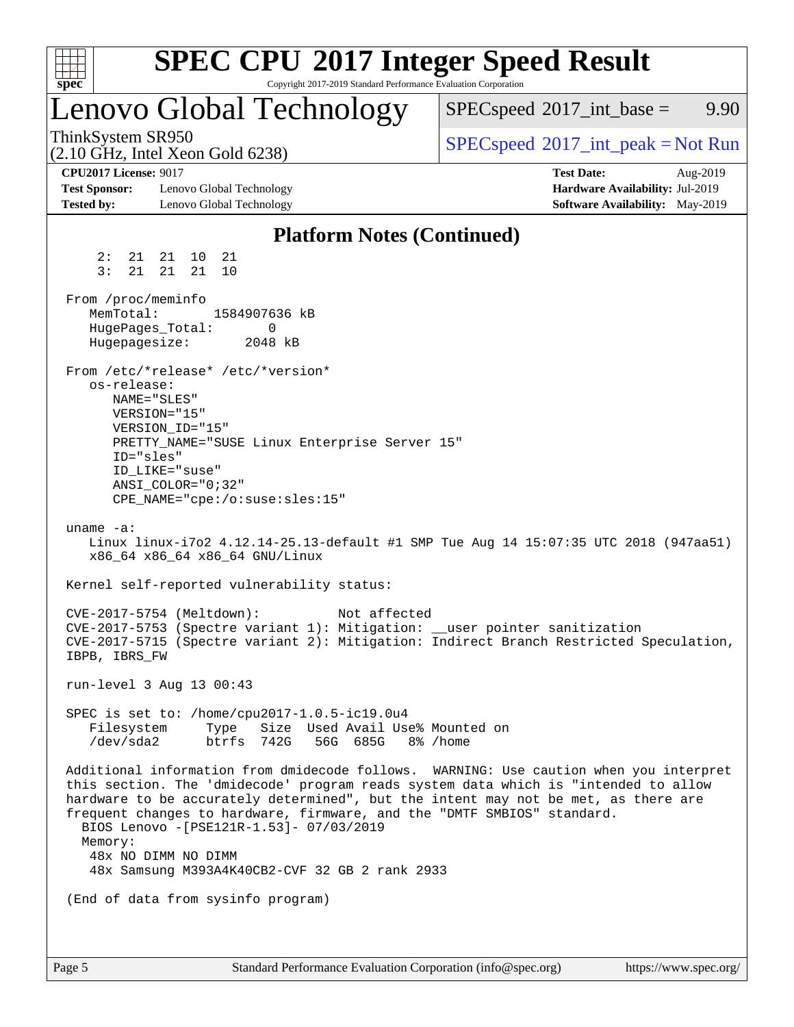# SPEC CPU 2017 Integer Speed Result

Copyright 2017-2019 Standard Performance Evaluation Corporation

## Lenovo Global Technology

ThinkSystem SR950
(2.10 GHz, Intel Xeon Gold 6238)

SPECspeed 2017_int_base = 9.90

SPECspeed 2017_int_peak = Not Run

**CPU2017 License:** 9017
**Test Sponsor:** Lenovo Global Technology
**Tested by:** Lenovo Global Technology

**Test Date:** Aug-2019
**Hardware Availability:** Jul-2019
**Software Availability:** May-2019

### Platform Notes (Continued)

```
    2:  21  21  10  21
    3:  21  21  21  10

From /proc/meminfo
   MemTotal:       1584907636 kB
   HugePages_Total:       0
   Hugepagesize:       2048 kB

From /etc/*release* /etc/*version*
   os-release:
      NAME="SLES"
      VERSION="15"
      VERSION_ID="15"
      PRETTY_NAME="SUSE Linux Enterprise Server 15"
      ID="sles"
      ID_LIKE="suse"
      ANSI_COLOR="0;32"
      CPE_NAME="cpe:/o:suse:sles:15"

uname -a:
   Linux linux-i7o2 4.12.14-25.13-default #1 SMP Tue Aug 14 15:07:35 UTC 2018 (947aa51)
   x86_64 x86_64 x86_64 GNU/Linux

Kernel self-reported vulnerability status:

CVE-2017-5754 (Meltdown):          Not affected
CVE-2017-5753 (Spectre variant 1): Mitigation: __user pointer sanitization
CVE-2017-5715 (Spectre variant 2): Mitigation: Indirect Branch Restricted Speculation,
IBPB, IBRS_FW

run-level 3 Aug 13 00:43

SPEC is set to: /home/cpu2017-1.0.5-ic19.0u4
   Filesystem     Type   Size  Used Avail Use% Mounted on
   /dev/sda2      btrfs  742G   56G  685G   8% /home

Additional information from dmidecode follows.  WARNING: Use caution when you interpret
this section. The 'dmidecode' program reads system data which is "intended to allow
hardware to be accurately determined", but the intent may not be met, as there are
frequent changes to hardware, firmware, and the "DMTF SMBIOS" standard.
  BIOS Lenovo -[PSE121R-1.53]- 07/03/2019
  Memory:
   48x NO DIMM NO DIMM
   48x Samsung M393A4K40CB2-CVF 32 GB 2 rank 2933

(End of data from sysinfo program)
```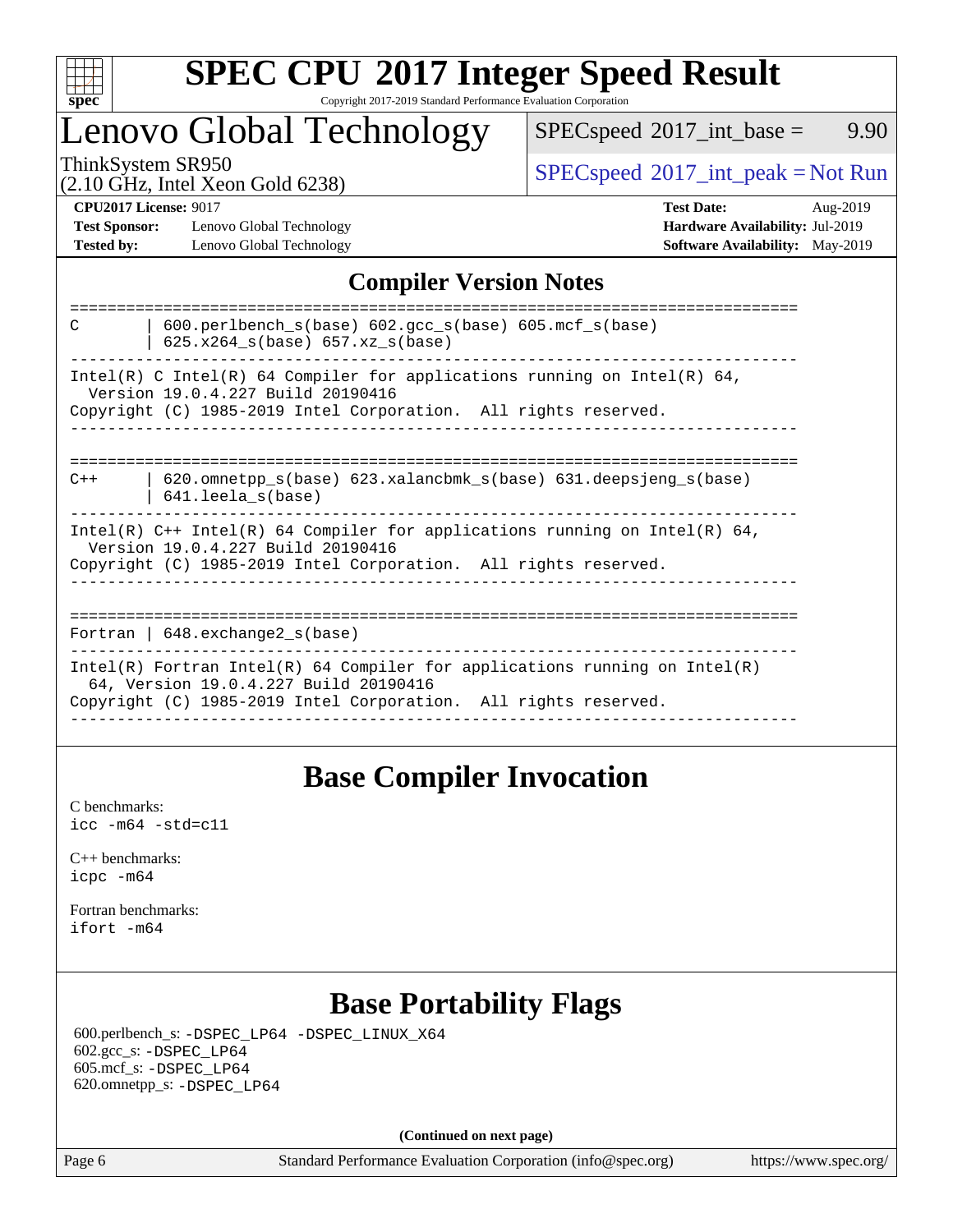# SPEC CPU 2017 Integer Speed Result

Copyright 2017-2019 Standard Performance Evaluation Corporation

## Lenovo Global Technology

ThinkSystem SR950
(2.10 GHz, Intel Xeon Gold 6238)

SPECspeed 2017_int_base = 9.90

SPECspeed 2017_int_peak = Not Run

**CPU2017 License:** 9017
**Test Sponsor:** Lenovo Global Technology
**Tested by:** Lenovo Global Technology

**Test Date:** Aug-2019
**Hardware Availability:** Jul-2019
**Software Availability:** May-2019

## Compiler Version Notes

```
==============================================================================
C       | 600.perlbench_s(base) 602.gcc_s(base) 605.mcf_s(base)
        | 625.x264_s(base) 657.xz_s(base)
------------------------------------------------------------------------------
Intel(R) C Intel(R) 64 Compiler for applications running on Intel(R) 64,
  Version 19.0.4.227 Build 20190416
Copyright (C) 1985-2019 Intel Corporation.  All rights reserved.
------------------------------------------------------------------------------

==============================================================================
C++     | 620.omnetpp_s(base) 623.xalancbmk_s(base) 631.deepsjeng_s(base)
        | 641.leela_s(base)
------------------------------------------------------------------------------
Intel(R) C++ Intel(R) 64 Compiler for applications running on Intel(R) 64,
  Version 19.0.4.227 Build 20190416
Copyright (C) 1985-2019 Intel Corporation.  All rights reserved.
------------------------------------------------------------------------------

==============================================================================
Fortran | 648.exchange2_s(base)
------------------------------------------------------------------------------
Intel(R) Fortran Intel(R) 64 Compiler for applications running on Intel(R)
  64, Version 19.0.4.227 Build 20190416
Copyright (C) 1985-2019 Intel Corporation.  All rights reserved.
------------------------------------------------------------------------------
```

## Base Compiler Invocation

C benchmarks:
`icc -m64 -std=c11`

C++ benchmarks:
`icpc -m64`

Fortran benchmarks:
`ifort -m64`

## Base Portability Flags

600.perlbench_s: `-DSPEC_LP64 -DSPEC_LINUX_X64`
602.gcc_s: `-DSPEC_LP64`
605.mcf_s: `-DSPEC_LP64`
620.omnetpp_s: `-DSPEC_LP64`

**(Continued on next page)**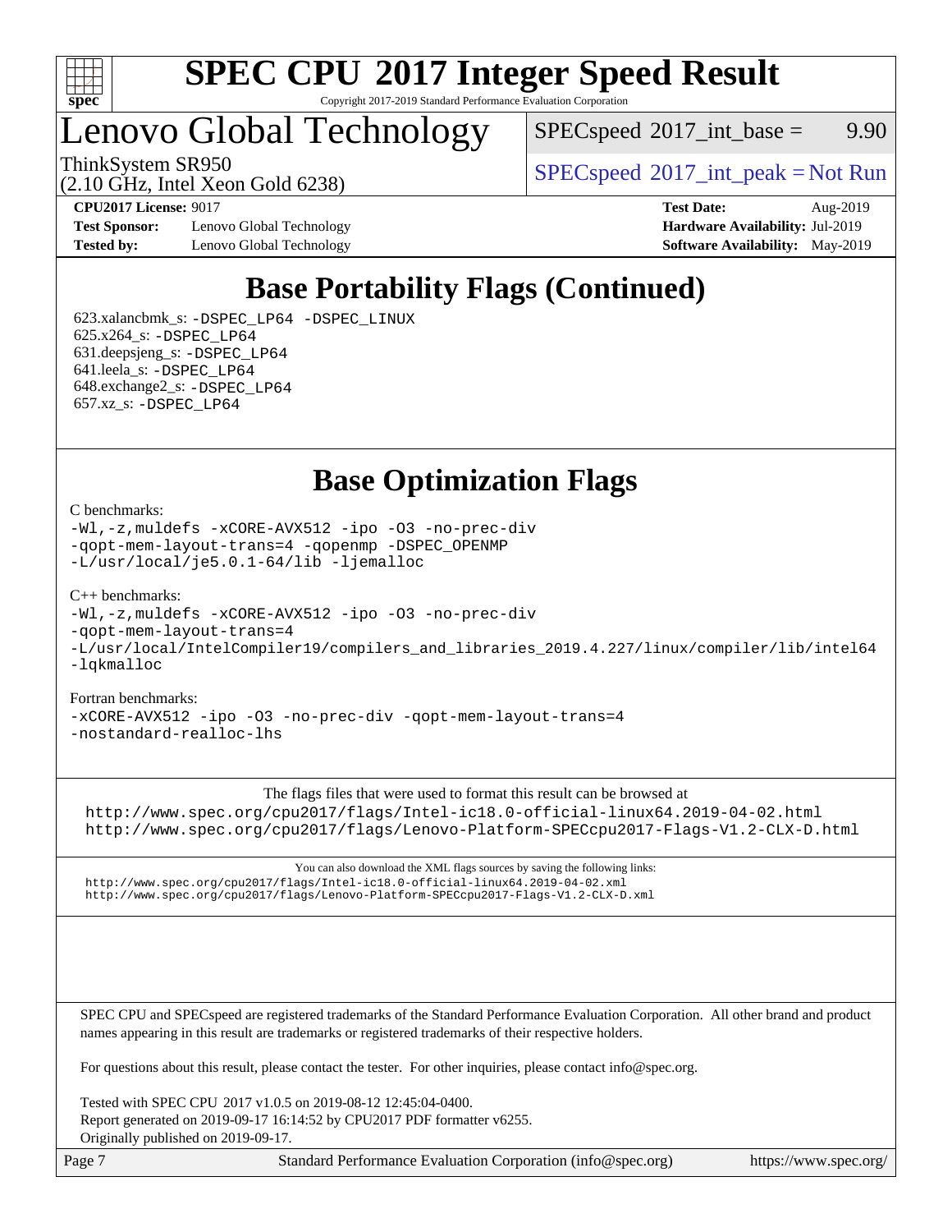# Base Portability Flags (Continued)

623.xalancbmk_s: -DSPEC_LP64 -DSPEC_LINUX
625.x264_s: -DSPEC_LP64
631.deepsjeng_s: -DSPEC_LP64
641.leela_s: -DSPEC_LP64
648.exchange2_s: -DSPEC_LP64
657.xz_s: -DSPEC_LP64

# Base Optimization Flags

C benchmarks:

```
-Wl,-z,muldefs -xCORE-AVX512 -ipo -O3 -no-prec-div
-qopt-mem-layout-trans=4 -qopenmp -DSPEC_OPENMP
-L/usr/local/je5.0.1-64/lib -ljemalloc
```

C++ benchmarks:

```
-Wl,-z,muldefs -xCORE-AVX512 -ipo -O3 -no-prec-div
-qopt-mem-layout-trans=4
-L/usr/local/IntelCompiler19/compilers_and_libraries_2019.4.227/linux/compiler/lib/intel64
-lqkmalloc
```

Fortran benchmarks:

```
-xCORE-AVX512 -ipo -O3 -no-prec-div -qopt-mem-layout-trans=4
-nostandard-realloc-lhs
```

The flags files that were used to format this result can be browsed at
http://www.spec.org/cpu2017/flags/Intel-ic18.0-official-linux64.2019-04-02.html
http://www.spec.org/cpu2017/flags/Lenovo-Platform-SPECcpu2017-Flags-V1.2-CLX-D.html

You can also download the XML flags sources by saving the following links:
http://www.spec.org/cpu2017/flags/Intel-ic18.0-official-linux64.2019-04-02.xml
http://www.spec.org/cpu2017/flags/Lenovo-Platform-SPECcpu2017-Flags-V1.2-CLX-D.xml

SPEC CPU and SPECspeed are registered trademarks of the Standard Performance Evaluation Corporation. All other brand and product names appearing in this result are trademarks or registered trademarks of their respective holders.

For questions about this result, please contact the tester. For other inquiries, please contact info@spec.org.

Tested with SPEC CPU 2017 v1.0.5 on 2019-08-12 12:45:04-0400.
Report generated on 2019-09-17 16:14:52 by CPU2017 PDF formatter v6255.
Originally published on 2019-09-17.